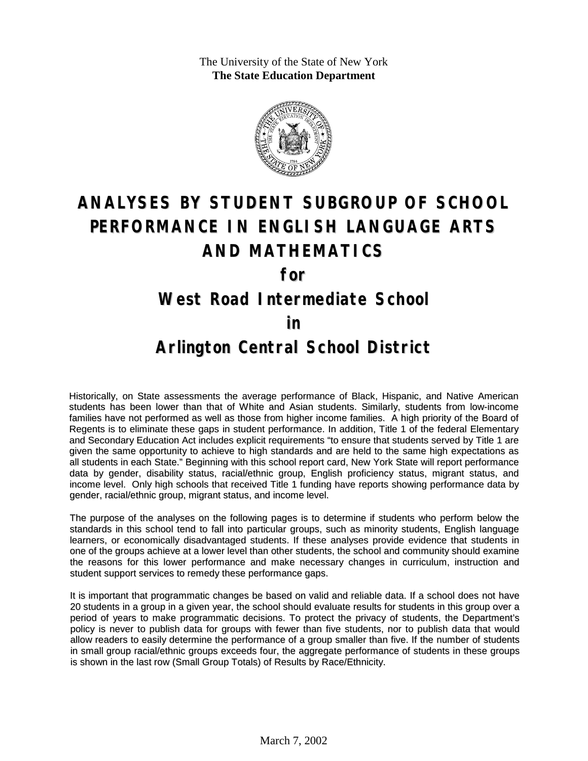The University of the State of New York
**The State Education Department**

# ANALYSES BY STUDENT SUBGROUP OF SCHOOL PERFORMANCE IN ENGLISH LANGUAGE ARTS AND MATHEMATICS

## for

## West Road Intermediate School

## in

## Arlington Central School District

Historically, on State assessments the average performance of Black, Hispanic, and Native American students has been lower than that of White and Asian students. Similarly, students from low-income families have not performed as well as those from higher income families. A high priority of the Board of Regents is to eliminate these gaps in student performance. In addition, Title 1 of the federal Elementary and Secondary Education Act includes explicit requirements "to ensure that students served by Title 1 are given the same opportunity to achieve to high standards and are held to the same high expectations as all students in each State." Beginning with this school report card, New York State will report performance data by gender, disability status, racial/ethnic group, English proficiency status, migrant status, and income level. Only high schools that received Title 1 funding have reports showing performance data by gender, racial/ethnic group, migrant status, and income level.

The purpose of the analyses on the following pages is to determine if students who perform below the standards in this school tend to fall into particular groups, such as minority students, English language learners, or economically disadvantaged students. If these analyses provide evidence that students in one of the groups achieve at a lower level than other students, the school and community should examine the reasons for this lower performance and make necessary changes in curriculum, instruction and student support services to remedy these performance gaps.

It is important that programmatic changes be based on valid and reliable data. If a school does not have 20 students in a group in a given year, the school should evaluate results for students in this group over a period of years to make programmatic decisions. To protect the privacy of students, the Department's policy is never to publish data for groups with fewer than five students, nor to publish data that would allow readers to easily determine the performance of a group smaller than five. If the number of students in small group racial/ethnic groups exceeds four, the aggregate performance of students in these groups is shown in the last row (Small Group Totals) of Results by Race/Ethnicity.

March 7, 2002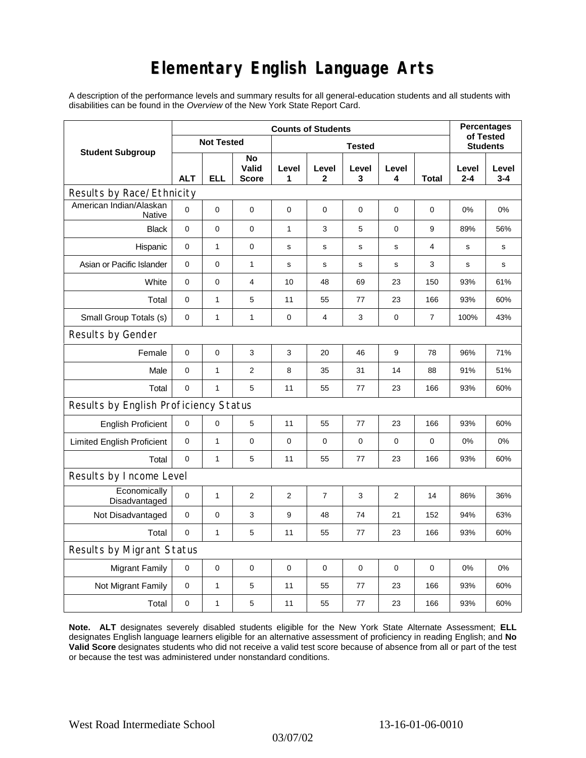# Elementary English Language Arts

A description of the performance levels and summary results for all general-education students and all students with disabilities can be found in the *Overview* of the New York State Report Card.

| Student Subgroup | Counts of Students | | | | | | | | Percentages of Tested Students | |
|---|---|---|---|---|---|---|---|---|---|---|
| | Not Tested | | | Tested | | | | | | |
| | ALT | ELL | No Valid Score | Level 1 | Level 2 | Level 3 | Level 4 | Total | Level 2-4 | Level 3-4 |
| **Results by Race/Ethnicity** | | | | | | | | | | |
| American Indian/Alaskan Native | 0 | 0 | 0 | 0 | 0 | 0 | 0 | 0 | 0% | 0% |
| Black | 0 | 0 | 0 | 1 | 3 | 5 | 0 | 9 | 89% | 56% |
| Hispanic | 0 | 1 | 0 | s | s | s | s | 4 | s | s |
| Asian or Pacific Islander | 0 | 0 | 1 | s | s | s | s | 3 | s | s |
| White | 0 | 0 | 4 | 10 | 48 | 69 | 23 | 150 | 93% | 61% |
| Total | 0 | 1 | 5 | 11 | 55 | 77 | 23 | 166 | 93% | 60% |
| Small Group Totals (s) | 0 | 1 | 1 | 0 | 4 | 3 | 0 | 7 | 100% | 43% |
| **Results by Gender** | | | | | | | | | | |
| Female | 0 | 0 | 3 | 3 | 20 | 46 | 9 | 78 | 96% | 71% |
| Male | 0 | 1 | 2 | 8 | 35 | 31 | 14 | 88 | 91% | 51% |
| Total | 0 | 1 | 5 | 11 | 55 | 77 | 23 | 166 | 93% | 60% |
| **Results by English Proficiency Status** | | | | | | | | | | |
| English Proficient | 0 | 0 | 5 | 11 | 55 | 77 | 23 | 166 | 93% | 60% |
| Limited English Proficient | 0 | 1 | 0 | 0 | 0 | 0 | 0 | 0 | 0% | 0% |
| Total | 0 | 1 | 5 | 11 | 55 | 77 | 23 | 166 | 93% | 60% |
| **Results by Income Level** | | | | | | | | | | |
| Economically Disadvantaged | 0 | 1 | 2 | 2 | 7 | 3 | 2 | 14 | 86% | 36% |
| Not Disadvantaged | 0 | 0 | 3 | 9 | 48 | 74 | 21 | 152 | 94% | 63% |
| Total | 0 | 1 | 5 | 11 | 55 | 77 | 23 | 166 | 93% | 60% |
| **Results by Migrant Status** | | | | | | | | | | |
| Migrant Family | 0 | 0 | 0 | 0 | 0 | 0 | 0 | 0 | 0% | 0% |
| Not Migrant Family | 0 | 1 | 5 | 11 | 55 | 77 | 23 | 166 | 93% | 60% |
| Total | 0 | 1 | 5 | 11 | 55 | 77 | 23 | 166 | 93% | 60% |

**Note. ALT** designates severely disabled students eligible for the New York State Alternate Assessment; **ELL** designates English language learners eligible for an alternative assessment of proficiency in reading English; and **No Valid Score** designates students who did not receive a valid test score because of absence from all or part of the test or because the test was administered under nonstandard conditions.

West Road Intermediate School 13-16-01-06-0010

03/07/02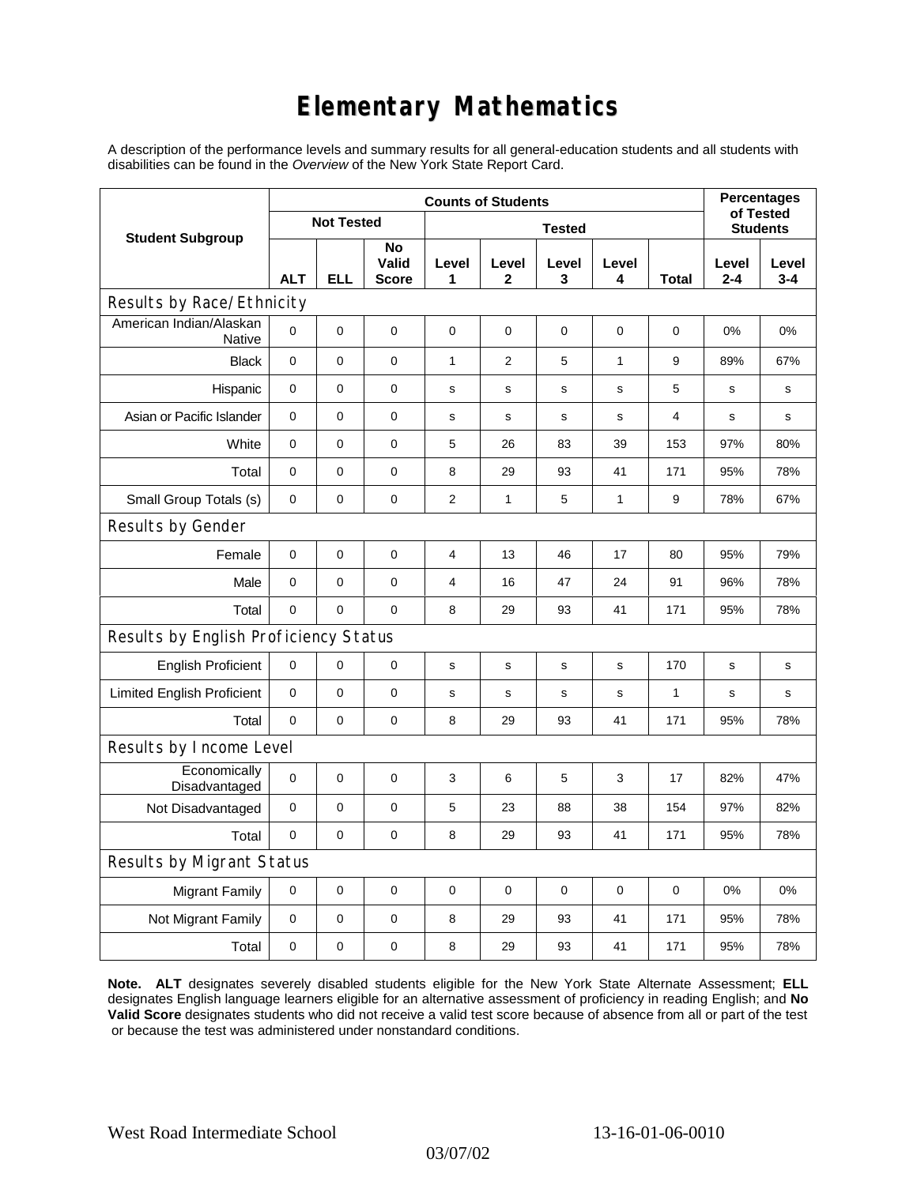# Elementary Mathematics

A description of the performance levels and summary results for all general-education students and all students with disabilities can be found in the *Overview* of the New York State Report Card.

| Student Subgroup | Counts of Students | | | | | | | | Percentages of Tested Students | |
|---|---|---|---|---|---|---|---|---|---|---|
| | Not Tested | | | Tested | | | | | | |
| | ALT | ELL | No Valid Score | Level 1 | Level 2 | Level 3 | Level 4 | Total | Level 2-4 | Level 3-4 |
| **Results by Race/Ethnicity** | | | | | | | | | | |
| American Indian/Alaskan Native | 0 | 0 | 0 | 0 | 0 | 0 | 0 | 0 | 0% | 0% |
| Black | 0 | 0 | 0 | 1 | 2 | 5 | 1 | 9 | 89% | 67% |
| Hispanic | 0 | 0 | 0 | s | s | s | s | 5 | s | s |
| Asian or Pacific Islander | 0 | 0 | 0 | s | s | s | s | 4 | s | s |
| White | 0 | 0 | 0 | 5 | 26 | 83 | 39 | 153 | 97% | 80% |
| Total | 0 | 0 | 0 | 8 | 29 | 93 | 41 | 171 | 95% | 78% |
| Small Group Totals (s) | 0 | 0 | 0 | 2 | 1 | 5 | 1 | 9 | 78% | 67% |
| **Results by Gender** | | | | | | | | | | |
| Female | 0 | 0 | 0 | 4 | 13 | 46 | 17 | 80 | 95% | 79% |
| Male | 0 | 0 | 0 | 4 | 16 | 47 | 24 | 91 | 96% | 78% |
| Total | 0 | 0 | 0 | 8 | 29 | 93 | 41 | 171 | 95% | 78% |
| **Results by English Proficiency Status** | | | | | | | | | | |
| English Proficient | 0 | 0 | 0 | s | s | s | s | 170 | s | s |
| Limited English Proficient | 0 | 0 | 0 | s | s | s | s | 1 | s | s |
| Total | 0 | 0 | 0 | 8 | 29 | 93 | 41 | 171 | 95% | 78% |
| **Results by Income Level** | | | | | | | | | | |
| Economically Disadvantaged | 0 | 0 | 0 | 3 | 6 | 5 | 3 | 17 | 82% | 47% |
| Not Disadvantaged | 0 | 0 | 0 | 5 | 23 | 88 | 38 | 154 | 97% | 82% |
| Total | 0 | 0 | 0 | 8 | 29 | 93 | 41 | 171 | 95% | 78% |
| **Results by Migrant Status** | | | | | | | | | | |
| Migrant Family | 0 | 0 | 0 | 0 | 0 | 0 | 0 | 0 | 0% | 0% |
| Not Migrant Family | 0 | 0 | 0 | 8 | 29 | 93 | 41 | 171 | 95% | 78% |
| Total | 0 | 0 | 0 | 8 | 29 | 93 | 41 | 171 | 95% | 78% |

**Note. ALT** designates severely disabled students eligible for the New York State Alternate Assessment; **ELL** designates English language learners eligible for an alternative assessment of proficiency in reading English; and **No Valid Score** designates students who did not receive a valid test score because of absence from all or part of the test or because the test was administered under nonstandard conditions.

West Road Intermediate School 13-16-01-06-0010

03/07/02